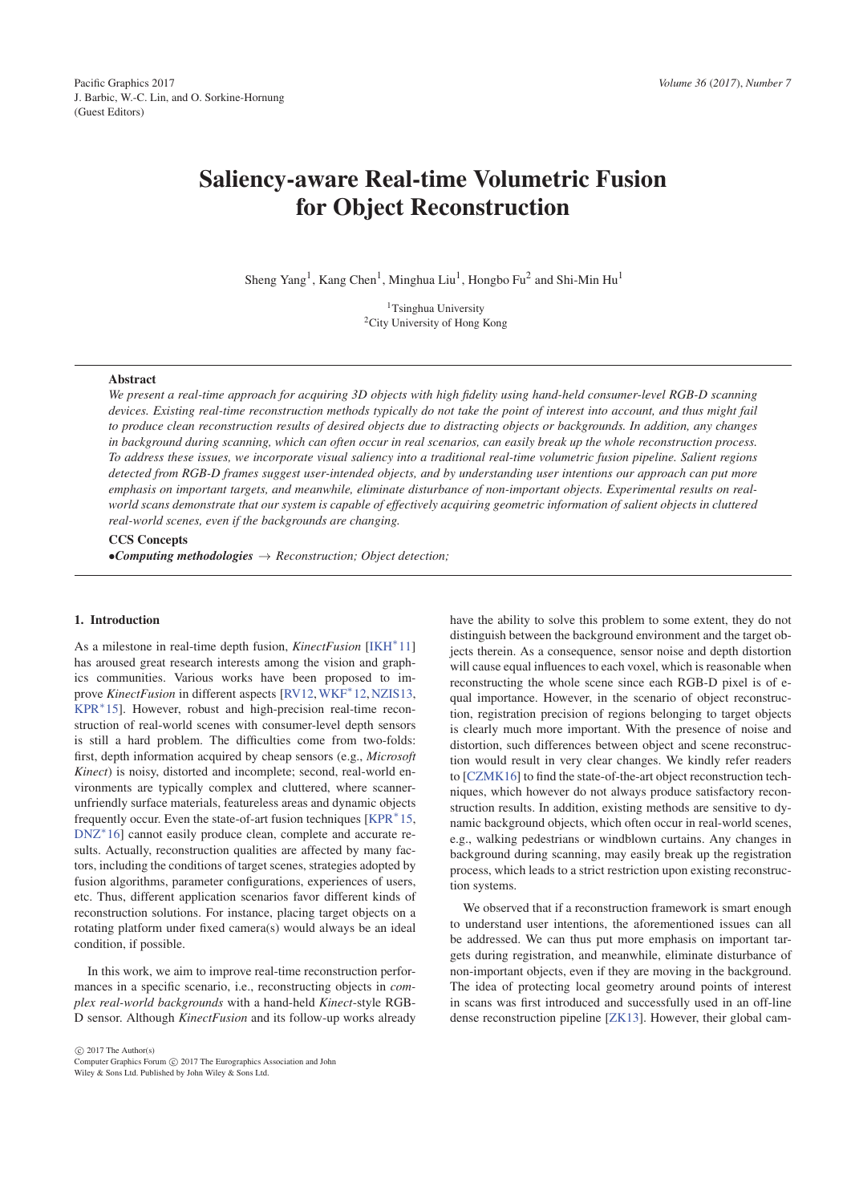# Saliency-aware Real-time Volumetric Fusion for Object Reconstruction

Sheng Yang[1], Kang Chen[1], Minghua Liu[1], Hongbo Fu[2] and Shi-Min Hu[1]

[1]Tsinghua University
[2]City University of Hong Kong

## Abstract

*We present a real-time approach for acquiring 3D objects with high fidelity using hand-held consumer-level RGB-D scanning devices. Existing real-time reconstruction methods typically do not take the point of interest into account, and thus might fail to produce clean reconstruction results of desired objects due to distracting objects or backgrounds. In addition, any changes in background during scanning, which can often occur in real scenarios, can easily break up the whole reconstruction process. To address these issues, we incorporate visual saliency into a traditional real-time volumetric fusion pipeline. Salient regions detected from RGB-D frames suggest user-intended objects, and by understanding user intentions our approach can put more emphasis on important targets, and meanwhile, eliminate disturbance of non-important objects. Experimental results on real-world scans demonstrate that our system is capable of effectively acquiring geometric information of salient objects in cluttered real-world scenes, even if the backgrounds are changing.*

### CCS Concepts

•***Computing methodologies*** → *Reconstruction; Object detection;*

## 1. Introduction

As a milestone in real-time depth fusion, *KinectFusion* [IKH*11] has aroused great research interests among the vision and graphics communities. Various works have been proposed to improve *KinectFusion* in different aspects [RV12, WKF*12, NZIS13, KPR*15]. However, robust and high-precision real-time reconstruction of real-world scenes with consumer-level depth sensors is still a hard problem. The difficulties come from two-folds: first, depth information acquired by cheap sensors (e.g., *Microsoft Kinect*) is noisy, distorted and incomplete; second, real-world environments are typically complex and cluttered, where scanner-unfriendly surface materials, featureless areas and dynamic objects frequently occur. Even the state-of-art fusion techniques [KPR*15, DNZ*16] cannot easily produce clean, complete and accurate results. Actually, reconstruction qualities are affected by many factors, including the conditions of target scenes, strategies adopted by fusion algorithms, parameter configurations, experiences of users, etc. Thus, different application scenarios favor different kinds of reconstruction solutions. For instance, placing target objects on a rotating platform under fixed camera(s) would always be an ideal condition, if possible.

In this work, we aim to improve real-time reconstruction performances in a specific scenario, i.e., reconstructing objects in *complex real-world backgrounds* with a hand-held *Kinect*-style RGB-D sensor. Although *KinectFusion* and its follow-up works already have the ability to solve this problem to some extent, they do not distinguish between the background environment and the target objects therein. As a consequence, sensor noise and depth distortion will cause equal influences to each voxel, which is reasonable when reconstructing the whole scene since each RGB-D pixel is of equal importance. However, in the scenario of object reconstruction, registration precision of regions belonging to target objects is clearly much more important. With the presence of noise and distortion, such differences between object and scene reconstruction would result in very clear changes. We kindly refer readers to [CZMK16] to find the state-of-the-art object reconstruction techniques, which however do not always produce satisfactory reconstruction results. In addition, existing methods are sensitive to dynamic background objects, which often occur in real-world scenes, e.g., walking pedestrians or windblown curtains. Any changes in background during scanning, may easily break up the registration process, which leads to a strict restriction upon existing reconstruction systems.

We observed that if a reconstruction framework is smart enough to understand user intentions, the aforementioned issues can all be addressed. We can thus put more emphasis on important targets during registration, and meanwhile, eliminate disturbance of non-important objects, even if they are moving in the background. The idea of protecting local geometry around points of interest in scans was first introduced and successfully used in an off-line dense reconstruction pipeline [ZK13]. However, their global cam-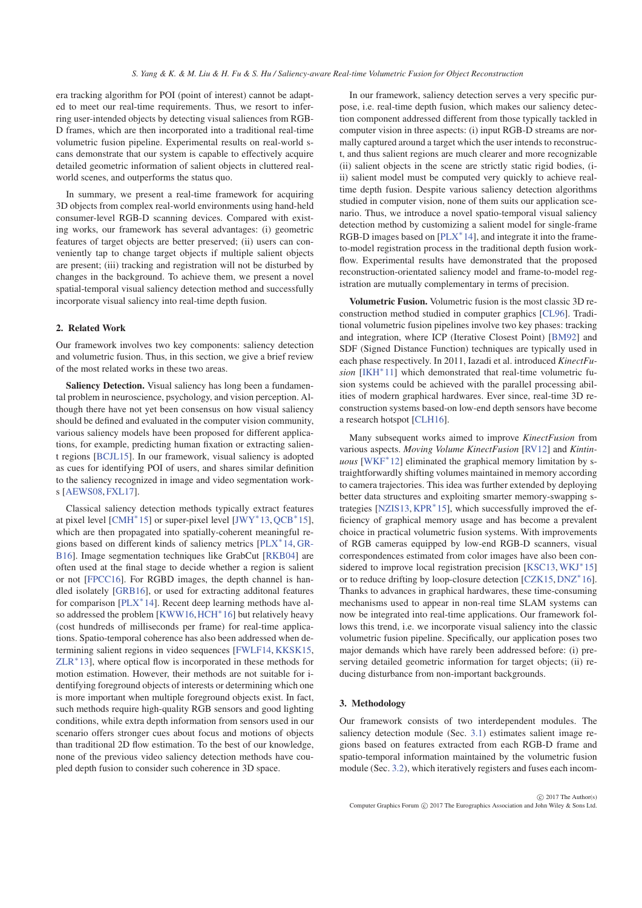era tracking algorithm for POI (point of interest) cannot be adapted to meet our real-time requirements. Thus, we resort to inferring user-intended objects by detecting visual saliences from RGB-D frames, which are then incorporated into a traditional real-time volumetric fusion pipeline. Experimental results on real-world scans demonstrate that our system is capable to effectively acquire detailed geometric information of salient objects in cluttered real-world scenes, and outperforms the status quo.

In summary, we present a real-time framework for acquiring 3D objects from complex real-world environments using hand-held consumer-level RGB-D scanning devices. Compared with existing works, our framework has several advantages: (i) geometric features of target objects are better preserved; (ii) users can conveniently tap to change target objects if multiple salient objects are present; (iii) tracking and registration will not be disturbed by changes in the background. To achieve them, we present a novel spatial-temporal visual saliency detection method and successfully incorporate visual saliency into real-time depth fusion.

## 2. Related Work

Our framework involves two key components: saliency detection and volumetric fusion. Thus, in this section, we give a brief review of the most related works in these two areas.

**Saliency Detection.** Visual saliency has long been a fundamental problem in neuroscience, psychology, and vision perception. Although there have not yet been consensus on how visual saliency should be defined and evaluated in the computer vision community, various saliency models have been proposed for different applications, for example, predicting human fixation or extracting salient regions [BCJL15]. In our framework, visual saliency is adopted as cues for identifying POI of users, and shares similar definition to the saliency recognized in image and video segmentation works [AEWS08, FXL17].

Classical saliency detection methods typically extract features at pixel level [CMH*15] or super-pixel level [JWY*13, QCB*15], which are then propagated into spatially-coherent meaningful regions based on different kinds of saliency metrics [PLX*14, GRB16]. Image segmentation techniques like GrabCut [RKB04] are often used at the final stage to decide whether a region is salient or not [FPCC16]. For RGBD images, the depth channel is handled isolately [GRB16], or used for extracting additonal features for comparison [PLX*14]. Recent deep learning methods have also addressed the problem [KWW16, HCH*16] but relatively heavy (cost hundreds of milliseconds per frame) for real-time applications. Spatio-temporal coherence has also been addressed when determining salient regions in video sequences [FWLF14, KKSK15, ZLR*13], where optical flow is incorporated in these methods for motion estimation. However, their methods are not suitable for identifying foreground objects of interests or determining which one is more important when multiple foreground objects exist. In fact, such methods require high-quality RGB sensors and good lighting conditions, while extra depth information from sensors used in our scenario offers stronger cues about focus and motions of objects than traditional 2D flow estimation. To the best of our knowledge, none of the previous video saliency detection methods have coupled depth fusion to consider such coherence in 3D space.

In our framework, saliency detection serves a very specific purpose, i.e. real-time depth fusion, which makes our saliency detection component addressed different from those typically tackled in computer vision in three aspects: (i) input RGB-D streams are normally captured around a target which the user intends to reconstruct, and thus salient regions are much clearer and more recognizable (ii) salient objects in the scene are strictly static rigid bodies, (iii) salient model must be computed very quickly to achieve real-time depth fusion. Despite various saliency detection algorithms studied in computer vision, none of them suits our application scenario. Thus, we introduce a novel spatio-temporal visual saliency detection method by customizing a salient model for single-frame RGB-D images based on [PLX*14], and integrate it into the frame-to-model registration process in the traditional depth fusion workflow. Experimental results have demonstrated that the proposed reconstruction-orientated saliency model and frame-to-model registration are mutually complementary in terms of precision.

**Volumetric Fusion.** Volumetric fusion is the most classic 3D reconstruction method studied in computer graphics [CL96]. Traditional volumetric fusion pipelines involve two key phases: tracking and integration, where ICP (Iterative Closest Point) [BM92] and SDF (Signed Distance Function) techniques are typically used in each phase respectively. In 2011, Iazadi et al. introduced *KinectFusion* [IKH*11] which demonstrated that real-time volumetric fusion systems could be achieved with the parallel processing abilities of modern graphical hardwares. Ever since, real-time 3D reconstruction systems based-on low-end depth sensors have become a research hotspot [CLH16].

Many subsequent works aimed to improve *KinectFusion* from various aspects. *Moving Volume KinectFusion* [RV12] and *Kintinuous* [WKF*12] eliminated the graphical memory limitation by straightforwardly shifting volumes maintained in memory according to camera trajectories. This idea was further extended by deploying better data structures and exploiting smarter memory-swapping strategies [NZIS13, KPR*15], which successfully improved the efficiency of graphical memory usage and has become a prevalent choice in practical volumetric fusion systems. With improvements of RGB cameras equipped by low-end RGB-D scanners, visual correspondences estimated from color images have also been considered to improve local registration precision [KSC13, WKJ*15] or to reduce drifting by loop-closure detection [CZK15, DNZ*16]. Thanks to advances in graphical hardwares, these time-consuming mechanisms used to appear in non-real time SLAM systems can now be integrated into real-time applications. Our framework follows this trend, i.e. we incorporate visual saliency into the classic volumetric fusion pipeline. Specifically, our application poses two major demands which have rarely been addressed before: (i) preserving detailed geometric information for target objects; (ii) reducing disturbance from non-important backgrounds.

## 3. Methodology

Our framework consists of two interdependent modules. The saliency detection module (Sec. 3.1) estimates salient image regions based on features extracted from each RGB-D frame and spatio-temporal information maintained by the volumetric fusion module (Sec. 3.2), which iteratively registers and fuses each incom-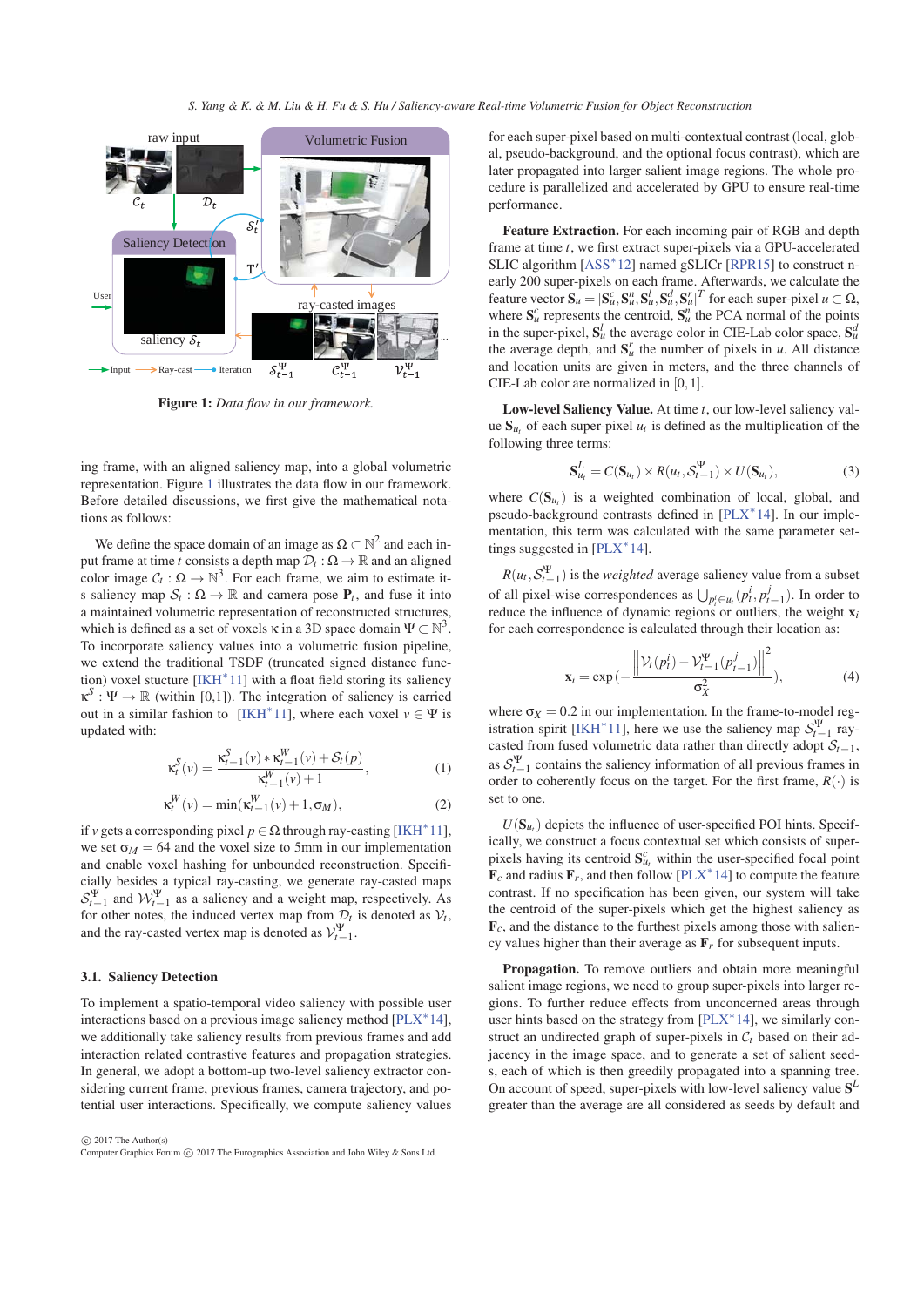**Figure 1:** *Data flow in our framework.*

ing frame, with an aligned saliency map, into a global volumetric representation. Figure 1 illustrates the data flow in our framework. Before detailed discussions, we first give the mathematical notations as follows:

We define the space domain of an image as $\Omega \subset \mathbb{N}^2$ and each input frame at time $t$ consists a depth map $\mathcal{D}_t : \Omega \to \mathbb{R}$ and an aligned color image $\mathcal{C}_t : \Omega \to \mathbb{N}^3$. For each frame, we aim to estimate its saliency map $\mathcal{S}_t : \Omega \to \mathbb{R}$ and camera pose $\mathbf{P}_t$, and fuse it into a maintained volumetric representation of reconstructed structures, which is defined as a set of voxels $\kappa$ in a 3D space domain $\Psi \subset \mathbb{N}^3$. To incorporate saliency values into a volumetric fusion pipeline, we extend the traditional TSDF (truncated signed distance function) voxel stucture [IKH*11] with a float field storing its saliency $\kappa^S : \Psi \to \mathbb{R}$ (within [0,1]). The integration of saliency is carried out in a similar fashion to [IKH*11], where each voxel $v \in \Psi$ is updated with:

$$\kappa_t^S(v) = \frac{\kappa_{t-1}^S(v) * \kappa_{t-1}^W(v) + \mathcal{S}_t(p)}{\kappa_{t-1}^W(v) + 1}, \tag{1}$$

$$\kappa_t^W(v) = \min(\kappa_{t-1}^W(v) + 1, \sigma_M), \tag{2}$$

if $v$ gets a corresponding pixel $p \in \Omega$ through ray-casting [IKH*11], we set $\sigma_M = 64$ and the voxel size to 5mm in our implementation and enable voxel hashing for unbounded reconstruction. Specifically besides a typical ray-casting, we generate ray-casted maps $\mathcal{S}_{t-1}^\Psi$ and $\mathcal{W}_{t-1}^\Psi$ as a saliency and a weight map, respectively. As for other notes, the induced vertex map from $\mathcal{D}_t$ is denoted as $\mathcal{V}_t$, and the ray-casted vertex map is denoted as $\mathcal{V}_{t-1}^\Psi$.

### 3.1. Saliency Detection

To implement a spatio-temporal video saliency with possible user interactions based on a previous image saliency method [PLX*14], we additionally take saliency results from previous frames and add interaction related contrastive features and propagation strategies. In general, we adopt a bottom-up two-level saliency extractor considering current frame, previous frames, camera trajectory, and potential user interactions. Specifically, we compute saliency values for each super-pixel based on multi-contextual contrast (local, global, pseudo-background, and the optional focus contrast), which are later propagated into larger salient image regions. The whole procedure is parallelized and accelerated by GPU to ensure real-time performance.

**Feature Extraction.** For each incoming pair of RGB and depth frame at time $t$, we first extract super-pixels via a GPU-accelerated SLIC algorithm [ASS*12] named gSLICr [RPR15] to construct nearly 200 super-pixels on each frame. Afterwards, we calculate the feature vector $\mathbf{S}_u = [\mathbf{S}_u^c, \mathbf{S}_u^n, \mathbf{S}_u^l, \mathbf{S}_u^d, \mathbf{S}_u^r]^T$ for each super-pixel $u \subset \Omega$, where $\mathbf{S}_u^c$ represents the centroid, $\mathbf{S}_u^n$ the PCA normal of the points in the super-pixel, $\mathbf{S}_u^l$ the average color in CIE-Lab color space, $\mathbf{S}_u^d$ the average depth, and $\mathbf{S}_u^r$ the number of pixels in $u$. All distance and location units are given in meters, and the three channels of CIE-Lab color are normalized in [0,1].

**Low-level Saliency Value.** At time $t$, our low-level saliency value $\mathbf{S}_{u_t}$ of each super-pixel $u_t$ is defined as the multiplication of the following three terms:

$$\mathbf{S}_{u_t}^L = C(\mathbf{S}_{u_t}) \times R(u_t, \mathcal{S}_{t-1}^\Psi) \times U(\mathbf{S}_{u_t}), \tag{3}$$

where $C(\mathbf{S}_{u_t})$ is a weighted combination of local, global, and pseudo-background contrasts defined in [PLX*14]. In our implementation, this term was calculated with the same parameter settings suggested in [PLX*14].

$R(u_t, \mathcal{S}_{t-1}^\Psi)$ is the *weighted* average saliency value from a subset of all pixel-wise correspondences as $\bigcup_{p_t^i \in u_t}(p_t^i, p_{t-1}^j)$. In order to reduce the influence of dynamic regions or outliers, the weight $\mathbf{x}_i$ for each correspondence is calculated through their location as:

$$\mathbf{x}_i = \exp(-\frac{\left\|\mathcal{V}_t(p_t^i) - \mathcal{V}_{t-1}^\Psi(p_{t-1}^j)\right\|^2}{\sigma_X^2}), \tag{4}$$

where $\sigma_X = 0.2$ in our implementation. In the frame-to-model registration spirit [IKH*11], here we use the saliency map $\mathcal{S}_{t-1}^\Psi$ ray-casted from fused volumetric data rather than directly adopt $\mathcal{S}_{t-1}$, as $\mathcal{S}_{t-1}^\Psi$ contains the saliency information of all previous frames in order to coherently focus on the target. For the first frame, $R(\cdot)$ is set to one.

$U(\mathbf{S}_{u_t})$ depicts the influence of user-specified POI hints. Specifically, we construct a focus contextual set which consists of super-pixels having its centroid $\mathbf{S}_{u_t}^c$ within the user-specified focal point $\mathbf{F}_c$ and radius $\mathbf{F}_r$, and then follow [PLX*14] to compute the feature contrast. If no specification has been given, our system will take the centroid of the super-pixels which get the highest saliency as $\mathbf{F}_c$, and the distance to the furthest pixels among those with saliency values higher than their average as $\mathbf{F}_r$ for subsequent inputs.

**Propagation.** To remove outliers and obtain more meaningful salient image regions, we need to group super-pixels into larger regions. To further reduce effects from unconcerned areas through user hints based on the strategy from [PLX*14], we similarly construct an undirected graph of super-pixels in $\mathcal{C}_t$ based on their adjacency in the image space, and to generate a set of salient seeds, each of which is then greedily propagated into a spanning tree. On account of speed, super-pixels with low-level saliency value $\mathbf{S}^L$ greater than the average are all considered as seeds by default and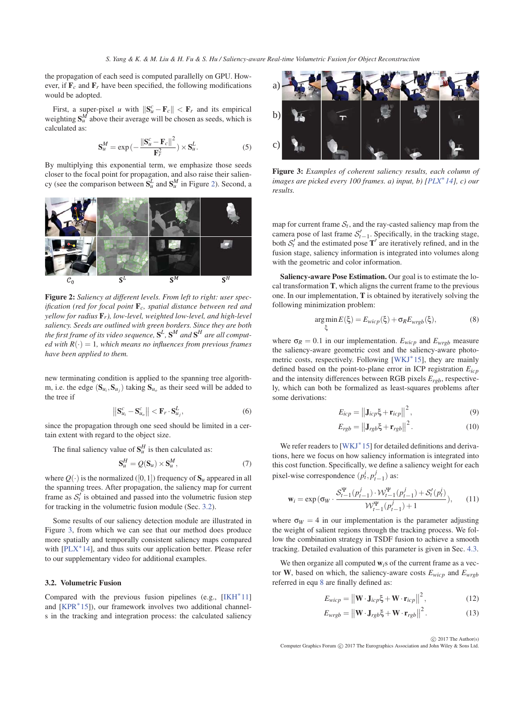the propagation of each seed is computed parallelly on GPU. However, if $\mathbf{F}_c$ and $\mathbf{F}_r$ have been specified, the following modifications would be adopted.

First, a super-pixel $u$ with $\|\mathbf{S}^c_u - \mathbf{F}_c\| < \mathbf{F}_r$ and its empirical weighting $\mathbf{S}^M_u$ above their average will be chosen as seeds, which is calculated as:

$$\mathbf{S}^M_u = \exp\left(-\frac{\|\mathbf{S}^c_u - \mathbf{F}_c\|^2}{\mathbf{F}_r^2}\right) \times \mathbf{S}^L_u. \tag{5}$$

By multiplying this exponential term, we emphasize those seeds closer to the focal point for propagation, and also raise their saliency (see the comparison between $\mathbf{S}^L_u$ and $\mathbf{S}^M_u$ in Figure 2). Second, a

**Figure 2:** *Saliency at different levels. From left to right: user specification (red for focal point $\mathbf{F}_c$, spatial distance between red and yellow for radius $\mathbf{F}_r$), low-level, weighted low-level, and high-level saliency. Seeds are outlined with green borders. Since they are both the first frame of its video sequence, $\mathbf{S}^L$, $\mathbf{S}^M$ and $\mathbf{S}^H$ are all computed with $R(\cdot) = 1$, which means no influences from previous frames have been applied to them.*

new terminating condition is applied to the spanning tree algorithm, i.e. the edge $(\mathbf{S}_{u_i}, \mathbf{S}_{u_j})$ taking $\mathbf{S}_{u_o}$ as their seed will be added to the tree if

$$\left\|\mathbf{S}^c_{u_i} - \mathbf{S}^c_{u_o}\right\| < \mathbf{F}_r \cdot \mathbf{S}^L_{u_j}, \tag{6}$$

since the propagation through one seed should be limited in a certain extent with regard to the object size.

The final saliency value of $\mathbf{S}^H_u$ is then calculated as:

$$\mathbf{S}^H_u = Q(\mathbf{S}_u) \times \mathbf{S}^M_u, \tag{7}$$

where $Q(\cdot)$ is the normalized ($[0,1]$) frequency of $\mathbf{S}_u$ appeared in all the spanning trees. After propagation, the saliency map for current frame as $\mathcal{S}'_t$ is obtained and passed into the volumetric fusion step for tracking in the volumetric fusion module (Sec. 3.2).

Some results of our saliency detection module are illustrated in Figure 3, from which we can see that our method does produce more spatially and temporally consistent saliency maps compared with [PLX*14], and thus suits our application better. Please refer to our supplementary video for additional examples.

### 3.2. Volumetric Fusion

Compared with the previous fusion pipelines (e.g., [IKH*11] and [KPR*15]), our framework involves two additional channels in the tracking and integration process: the calculated saliency

**Figure 3:** *Examples of coherent saliency results, each column of images are picked every 100 frames. a) input, b) [PLX*14], c) our results.*

map for current frame $\mathcal{S}_t$, and the ray-casted saliency map from the camera pose of last frame $\mathcal{S}'_{t-1}$. Specifically, in the tracking stage, both $\mathcal{S}'_t$ and the estimated pose $\mathbf{T}'$ are iteratively refined, and in the fusion stage, saliency information is integrated into volumes along with the geometric and color information.

**Saliency-aware Pose Estimation.** Our goal is to estimate the local transformation $\mathbf{T}$, which aligns the current frame to the previous one. In our implementation, $\mathbf{T}$ is obtained by iteratively solving the following minimization problem:

$$\arg\min_{\xi} E(\xi) = E_{wicp}(\xi) + \sigma_R E_{wrgb}(\xi), \tag{8}$$

where $\sigma_R = 0.1$ in our implementation. $E_{wicp}$ and $E_{wrgb}$ measure the saliency-aware geometric cost and the saliency-aware photometric costs, respectively. Following [WKJ*15], they are mainly defined based on the point-to-plane error in ICP registration $E_{icp}$ and the intensity differences between RGB pixels $E_{rgb}$, respectively, which can both be formalized as least-squares problems after some derivations:

$$E_{icp} = \left\|\mathbf{J}_{icp}\xi + \mathbf{r}_{icp}\right\|^2, \tag{9}$$

$$E_{rgb} = \left\|\mathbf{J}_{rgb}\xi + \mathbf{r}_{rgb}\right\|^2. \tag{10}$$

We refer readers to [WKJ*15] for detailed definitions and derivations, here we focus on how saliency information is integrated into this cost function. Specifically, we define a saliency weight for each pixel-wise correspondence $(p^i_t, p^j_{t-1})$ as:

$$\mathbf{w}_i = \exp\left(\sigma_W \cdot \frac{\mathcal{S}^{\Psi}_{t-1}(p^j_{t-1}) \cdot \mathcal{W}^{\Psi}_{t-1}(p^j_{t-1}) + \mathcal{S}'_t(p^i_t)}{\mathcal{W}^{\Psi}_{t-1}(p^j_{t-1}) + 1}\right), \tag{11}$$

where $\sigma_W = 4$ in our implementation is the parameter adjusting the weight of salient regions through the tracking process. We follow the combination strategy in TSDF fusion to achieve a smooth tracking. Detailed evaluation of this parameter is given in Sec. 4.3.

We then organize all computed $\mathbf{w}_i$s of the current frame as a vector $\mathbf{W}$, based on which, the saliency-aware costs $E_{wicp}$ and $E_{wrgb}$ referred in equ 8 are finally defined as:

$$E_{wicp} = \left\|\mathbf{W} \cdot \mathbf{J}_{icp}\xi + \mathbf{W} \cdot \mathbf{r}_{icp}\right\|^2, \tag{12}$$

$$E_{wrgb} = \left\|\mathbf{W} \cdot \mathbf{J}_{rgb}\xi + \mathbf{W} \cdot \mathbf{r}_{rgb}\right\|^2. \tag{13}$$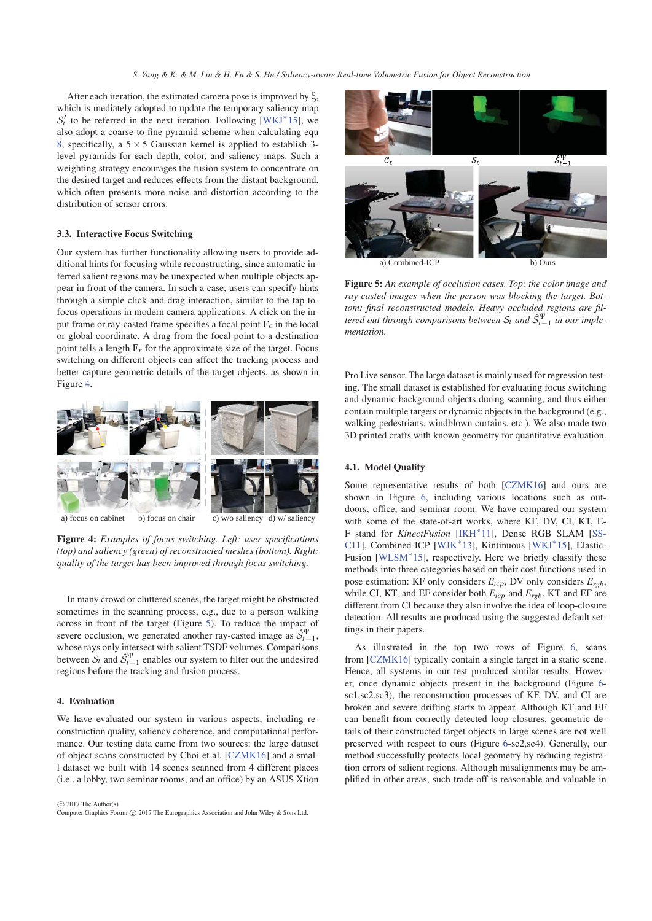After each iteration, the estimated camera pose is improved by $\xi$, which is mediately adopted to update the temporary saliency map $\mathcal{S}_t'$ to be referred in the next iteration. Following [WKJ*15], we also adopt a coarse-to-fine pyramid scheme when calculating equ 8, specifically, a $5 \times 5$ Gaussian kernel is applied to establish 3-level pyramids for each depth, color, and saliency maps. Such a weighting strategy encourages the fusion system to concentrate on the desired target and reduces effects from the distant background, which often presents more noise and distortion according to the distribution of sensor errors.

### 3.3. Interactive Focus Switching

Our system has further functionality allowing users to provide additional hints for focusing while reconstructing, since automatic inferred salient regions may be unexpected when multiple objects appear in front of the camera. In such a case, users can specify hints through a simple click-and-drag interaction, similar to the tap-to-focus operations in modern camera applications. A click on the input frame or ray-casted frame specifies a focal point $\mathbf{F}_c$ in the local or global coordinate. A drag from the focal point to a destination point tells a length $\mathbf{F}_r$ for the approximate size of the target. Focus switching on different objects can affect the tracking process and better capture geometric details of the target objects, as shown in Figure 4.

a) focus on cabinet b) focus on chair c) w/o saliency d) w/ saliency

**Figure 4:** *Examples of focus switching. Left: user specifications (top) and saliency (green) of reconstructed meshes (bottom). Right: quality of the target has been improved through focus switching.*

In many crowd or cluttered scenes, the target might be obstructed sometimes in the scanning process, e.g., due to a person walking across in front of the target (Figure 5). To reduce the impact of severe occlusion, we generated another ray-casted image as $\hat{\mathcal{S}}_{t-1}^{\Psi}$, whose rays only intersect with salient TSDF volumes. Comparisons between $\mathcal{S}_t$ and $\hat{\mathcal{S}}_{t-1}^{\Psi}$ enables our system to filter out the undesired regions before the tracking and fusion process.

## 4. Evaluation

We have evaluated our system in various aspects, including reconstruction quality, saliency coherence, and computational performance. Our testing data came from two sources: the large dataset of object scans constructed by Choi et al. [CZMK16] and a small dataset we built with 14 scenes scanned from 4 different places (i.e., a lobby, two seminar rooms, and an office) by an ASUS Xtion Pro Live sensor. The large dataset is mainly used for regression testing. The small dataset is established for evaluating focus switching and dynamic background objects during scanning, and thus either contain multiple targets or dynamic objects in the background (e.g., walking pedestrians, windblown curtains, etc.). We also made two 3D printed crafts with known geometry for quantitative evaluation.

$\mathcal{C}_t$ $\mathcal{S}_t$ $\hat{\mathcal{S}}_{t-1}^{\Psi}$

a) Combined-ICP b) Ours

**Figure 5:** *An example of occlusion cases. Top: the color image and ray-casted images when the person was blocking the target. Bottom: final reconstructed models. Heavy occluded regions are filtered out through comparisons between $\mathcal{S}_t$ and $\hat{\mathcal{S}}_{t-1}^{\Psi}$ in our implementation.*

### 4.1. Model Quality

Some representative results of both [CZMK16] and ours are shown in Figure 6, including various locations such as outdoors, office, and seminar room. We have compared our system with some of the state-of-art works, where KF, DV, CI, KT, EF stand for *KinectFusion* [IKH*11], Dense RGB SLAM [SSC11], Combined-ICP [WJK*13], Kintinuous [WKJ*15], ElasticFusion [WLSM*15], respectively. Here we briefly classify these methods into three categories based on their cost functions used in pose estimation: KF only considers $E_{icp}$, DV only considers $E_{rgb}$, while CI, KT, and EF consider both $E_{icp}$ and $E_{rgb}$. KT and EF are different from CI because they also involve the idea of loop-closure detection. All results are produced using the suggested default settings in their papers.

As illustrated in the top two rows of Figure 6, scans from [CZMK16] typically contain a single target in a static scene. Hence, all systems in our test produced similar results. However, once dynamic objects present in the background (Figure 6-sc1,sc2,sc3), the reconstruction processes of KF, DV, and CI are broken and severe drifting starts to appear. Although KT and EF can benefit from correctly detected loop closures, geometric details of their constructed target objects in large scenes are not well preserved with respect to ours (Figure 6-sc2,sc4). Generally, our method successfully protects local geometry by reducing registration errors of salient regions. Although misalignments may be amplified in other areas, such trade-off is reasonable and valuable in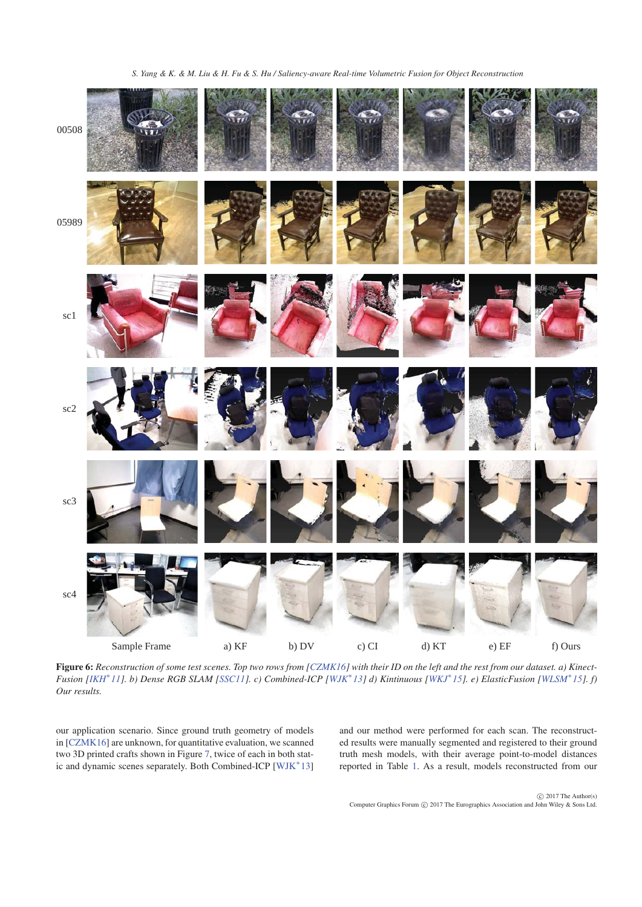00508

05989

sc1

sc2

sc3

sc4

Sample Frame a) KF b) DV c) CI d) KT e) EF f) Ours

**Figure 6:** *Reconstruction of some test scenes. Top two rows from [CZMK16] with their ID on the left and the rest from our dataset. a) KinectFusion [IKH*11]. b) Dense RGB SLAM [SSC11]. c) Combined-ICP [WJK*13] d) Kintinuous [WKJ*15]. e) ElasticFusion [WLSM*15]. f) Our results.*

our application scenario. Since ground truth geometry of models in [CZMK16] are unknown, for quantitative evaluation, we scanned two 3D printed crafts shown in Figure 7, twice of each in both static and dynamic scenes separately. Both Combined-ICP [WJK*13] and our method were performed for each scan. The reconstructed results were manually segmented and registered to their ground truth mesh models, with their average point-to-model distances reported in Table 1. As a result, models reconstructed from our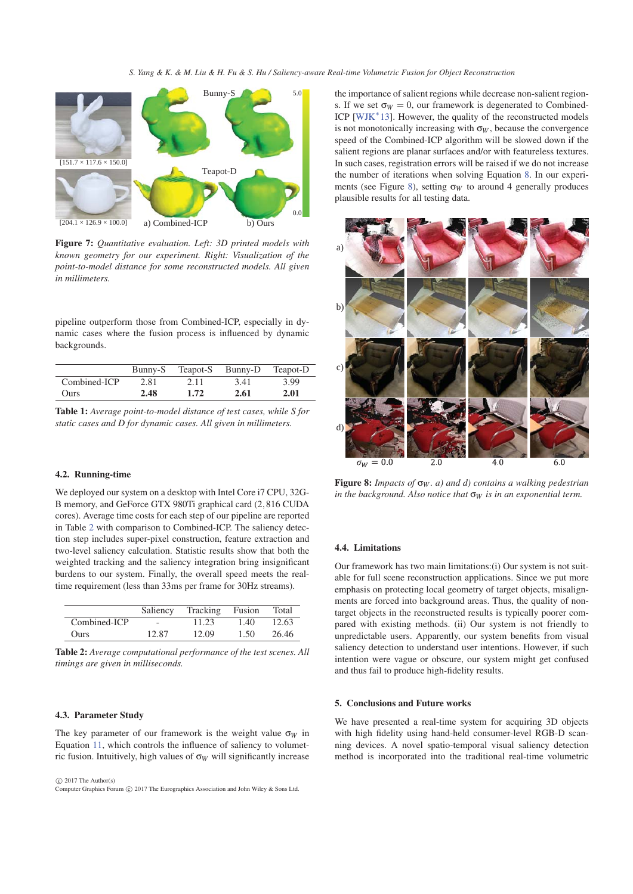Figure 7: *Quantitative evaluation. Left: 3D printed models with known geometry for our experiment. Right: Visualization of the point-to-model distance for some reconstructed models. All given in millimeters.*

pipeline outperform those from Combined-ICP, especially in dynamic cases where the fusion process is influenced by dynamic backgrounds.

| | Bunny-S | Teapot-S | Bunny-D | Teapot-D |
|---|---|---|---|---|
| Combined-ICP | 2.81 | 2.11 | 3.41 | 3.99 |
| Ours | **2.48** | **1.72** | **2.61** | **2.01** |

**Table 1:** *Average point-to-model distance of test cases, while S for static cases and D for dynamic cases. All given in millimeters.*

### 4.2. Running-time

We deployed our system on a desktop with Intel Core i7 CPU, 32GB memory, and GeForce GTX 980Ti graphical card (2,816 CUDA cores). Average time costs for each step of our pipeline are reported in Table 2 with comparison to Combined-ICP. The saliency detection step includes super-pixel construction, feature extraction and two-level saliency calculation. Statistic results show that both the weighted tracking and the saliency integration bring insignificant burdens to our system. Finally, the overall speed meets the real-time requirement (less than 33ms per frame for 30Hz streams).

| | Saliency | Tracking | Fusion | Total |
|---|---|---|---|---|
| Combined-ICP | - | 11.23 | 1.40 | 12.63 |
| Ours | 12.87 | 12.09 | 1.50 | 26.46 |

**Table 2:** *Average computational performance of the test scenes. All timings are given in milliseconds.*

### 4.3. Parameter Study

The key parameter of our framework is the weight value $\sigma_W$ in Equation 11, which controls the influence of saliency to volumetric fusion. Intuitively, high values of $\sigma_W$ will significantly increase the importance of salient regions while decrease non-salient regions. If we set $\sigma_W = 0$, our framework is degenerated to Combined-ICP [WJK*13]. However, the quality of the reconstructed models is not monotonically increasing with $\sigma_W$, because the convergence speed of the Combined-ICP algorithm will be slowed down if the salient regions are planar surfaces and/or with featureless textures. In such cases, registration errors will be raised if we do not increase the number of iterations when solving Equation 8. In our experiments (see Figure 8), setting $\sigma_W$ to around 4 generally produces plausible results for all testing data.

**Figure 8:** *Impacts of $\sigma_W$. a) and d) contains a walking pedestrian in the background. Also notice that $\sigma_W$ is in an exponential term.*

### 4.4. Limitations

Our framework has two main limitations:(i) Our system is not suitable for full scene reconstruction applications. Since we put more emphasis on protecting local geometry of target objects, misalignments are forced into background areas. Thus, the quality of non-target objects in the reconstructed results is typically poorer compared with existing methods. (ii) Our system is not friendly to unpredictable users. Apparently, our system benefits from visual saliency detection to understand user intentions. However, if such intention were vague or obscure, our system might get confused and thus fail to produce high-fidelity results.

## 5. Conclusions and Future works

We have presented a real-time system for acquiring 3D objects with high fidelity using hand-held consumer-level RGB-D scanning devices. A novel spatio-temporal visual saliency detection method is incorporated into the traditional real-time volumetric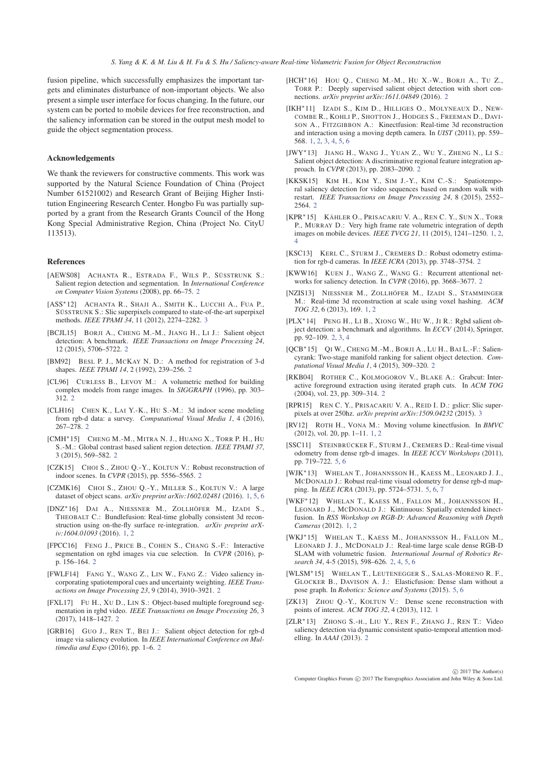fusion pipeline, which successfully emphasizes the important targets and eliminates disturbance of non-important objects. We also present a simple user interface for focus changing. In the future, our system can be ported to mobile devices for free reconstruction, and the saliency information can be stored in the output mesh model to guide the object segmentation process.

## Acknowledgements

We thank the reviewers for constructive comments. This work was supported by the Natural Science Foundation of China (Project Number 61521002) and Research Grant of Beijing Higher Institution Engineering Research Center. Hongbo Fu was partially supported by a grant from the Research Grants Council of the Hong Kong Special Administrative Region, China (Project No. CityU 113513).

## References

[AEWS08] ACHANTA R., ESTRADA F., WILS P., SÜSSTRUNK S.: Salient region detection and segmentation. In *International Conference on Computer Vision Systems* (2008), pp. 66–75. 2

[ASS*12] ACHANTA R., SHAJI A., SMITH K., LUCCHI A., FUA P., SÜSSTRUNK S.: Slic superpixels compared to state-of-the-art superpixel methods. *IEEE TPAMI 34*, 11 (2012), 2274–2282. 3

[BCJL15] BORJI A., CHENG M.-M., JIANG H., LI J.: Salient object detection: A benchmark. *IEEE Transactions on Image Processing 24*, 12 (2015), 5706–5722. 2

[BM92] BESL P. J., MCKAY N. D.: A method for registration of 3-d shapes. *IEEE TPAMI 14*, 2 (1992), 239–256. 2

[CL96] CURLESS B., LEVOY M.: A volumetric method for building complex models from range images. In *SIGGRAPH* (1996), pp. 303–312. 2

[CLH16] CHEN K., LAI Y.-K., HU S.-M.: 3d indoor scene modeling from rgb-d data: a survey. *Computational Visual Media 1*, 4 (2016), 267–278. 2

[CMH*15] CHENG M.-M., MITRA N. J., HUANG X., TORR P. H., HU S.-M.: Global contrast based salient region detection. *IEEE TPAMI 37*, 3 (2015), 569–582. 2

[CZK15] CHOI S., ZHOU Q.-Y., KOLTUN V.: Robust reconstruction of indoor scenes. In *CVPR* (2015), pp. 5556–5565. 2

[CZMK16] CHOI S., ZHOU Q.-Y., MILLER S., KOLTUN V.: A large dataset of object scans. *arXiv preprint arXiv:1602.02481* (2016). 1, 5, 6

[DNZ*16] DAI A., NIESSNER M., ZOLLHÖFER M., IZADI S., THEOBALT C.: Bundlefusion: Real-time globally consistent 3d reconstruction using on-the-fly surface re-integration. *arXiv preprint arXiv:1604.01093* (2016). 1, 2

[FPCC16] FENG J., PRICE B., COHEN S., CHANG S.-F.: Interactive segmentation on rgbd images via cue selection. In *CVPR* (2016), pp. 156–164. 2

[FWLF14] FANG Y., WANG Z., LIN W., FANG Z.: Video saliency incorporating spatiotemporal cues and uncertainty weighting. *IEEE Transactions on Image Processing 23*, 9 (2014), 3910–3921. 2

[FXL17] FU H., XU D., LIN S.: Object-based multiple foreground segmentation in rgbd video. *IEEE Transactions on Image Processing 26*, 3 (2017), 1418–1427. 2

[GRB16] GUO J., REN T., BEI J.: Salient object detection for rgb-d image via saliency evolution. In *IEEE International Conference on Multimedia and Expo* (2016), pp. 1–6. 2

[HCH*16] HOU Q., CHENG M.-M., HU X.-W., BORJI A., TU Z., TORR P.: Deeply supervised salient object detection with short connections. *arXiv preprint arXiv:1611.04849* (2016). 2

[IKH*11] IZADI S., KIM D., HILLIGES O., MOLYNEAUX D., NEWCOMBE R., KOHLI P., SHOTTON J., HODGES S., FREEMAN D., DAVISON A., FITZGIBBON A.: Kinectfusion: Real-time 3d reconstruction and interaction using a moving depth camera. In *UIST* (2011), pp. 559–568. 1, 2, 3, 4, 5, 6

[JWY*13] JIANG H., WANG J., YUAN Z., WU Y., ZHENG N., LI S.: Salient object detection: A discriminative regional feature integration approach. In *CVPR* (2013), pp. 2083–2090. 2

[KKSK15] KIM H., KIM Y., SIM J.-Y., KIM C.-S.: Spatiotemporal saliency detection for video sequences based on random walk with restart. *IEEE Transactions on Image Processing 24*, 8 (2015), 2552–2564. 2

[KPR*15] KÄHLER O., PRISACARIU V. A., REN C. Y., SUN X., TORR P., MURRAY D.: Very high frame rate volumetric integration of depth images on mobile devices. *IEEE TVCG 21*, 11 (2015), 1241–1250. 1, 2, 4

[KSC13] KERL C., STURM J., CREMERS D.: Robust odometry estimation for rgb-d cameras. In *IEEE ICRA* (2013), pp. 3748–3754. 2

[KWW16] KUEN J., WANG Z., WANG G.: Recurrent attentional networks for saliency detection. In *CVPR* (2016), pp. 3668–3677. 2

[NZIS13] NIESSNER M., ZOLLHÖFER M., IZADI S., STAMMINGER M.: Real-time 3d reconstruction at scale using voxel hashing. *ACM TOG 32*, 6 (2013), 169. 1, 2

[PLX*14] PENG H., LI B., XIONG W., HU W., JI R.: Rgbd salient object detection: a benchmark and algorithms. In *ECCV* (2014), Springer, pp. 92–109. 2, 3, 4

[QCB*15] QI W., CHENG M.-M., BORJI A., LU H., BAI L.-F.: Saliencyrank: Two-stage manifold ranking for salient object detection. *Computational Visual Media 1*, 4 (2015), 309–320. 2

[RKB04] ROTHER C., KOLMOGOROV V., BLAKE A.: Grabcut: Interactive foreground extraction using iterated graph cuts. In *ACM TOG* (2004), vol. 23, pp. 309–314. 2

[RPR15] REN C. Y., PRISACARIU V. A., REID I. D.: gslicr: Slic superpixels at over 250hz. *arXiv preprint arXiv:1509.04232* (2015). 3

[RV12] ROTH H., VONA M.: Moving volume kinectfusion. In *BMVC* (2012), vol. 20, pp. 1–11. 1, 2

[SSC11] STEINBRÜCKER F., STURM J., CREMERS D.: Real-time visual odometry from dense rgb-d images. In *IEEE ICCV Workshops* (2011), pp. 719–722. 5, 6

[WJK*13] WHELAN T., JOHANNSSON H., KAESS M., LEONARD J. J., MCDONALD J.: Robust real-time visual odometry for dense rgb-d mapping. In *IEEE ICRA* (2013), pp. 5724–5731. 5, 6, 7

[WKF*12] WHELAN T., KAESS M., FALLON M., JOHANNSSON H., LEONARD J., MCDONALD J.: Kintinuous: Spatially extended kinectfusion. In *RSS Workshop on RGB-D: Advanced Reasoning with Depth Cameras* (2012). 1, 2

[WKJ*15] WHELAN T., KAESS M., JOHANNSSON H., FALLON M., LEONARD J. J., MCDONALD J.: Real-time large scale dense RGB-D SLAM with volumetric fusion. *International Journal of Robotics Research 34*, 4-5 (2015), 598–626. 2, 4, 5, 6

[WLSM*15] WHELAN T., LEUTENEGGER S., SALAS-MORENO R. F., GLOCKER B., DAVISON A. J.: Elasticfusion: Dense slam without a pose graph. In *Robotics: Science and Systems* (2015). 5, 6

[ZK13] ZHOU Q.-Y., KOLTUN V.: Dense scene reconstruction with points of interest. *ACM TOG 32*, 4 (2013), 112. 1

[ZLR*13] ZHONG S.-H., LIU Y., REN F., ZHANG J., REN T.: Video saliency detection via dynamic consistent spatio-temporal attention modelling. In *AAAI* (2013). 2